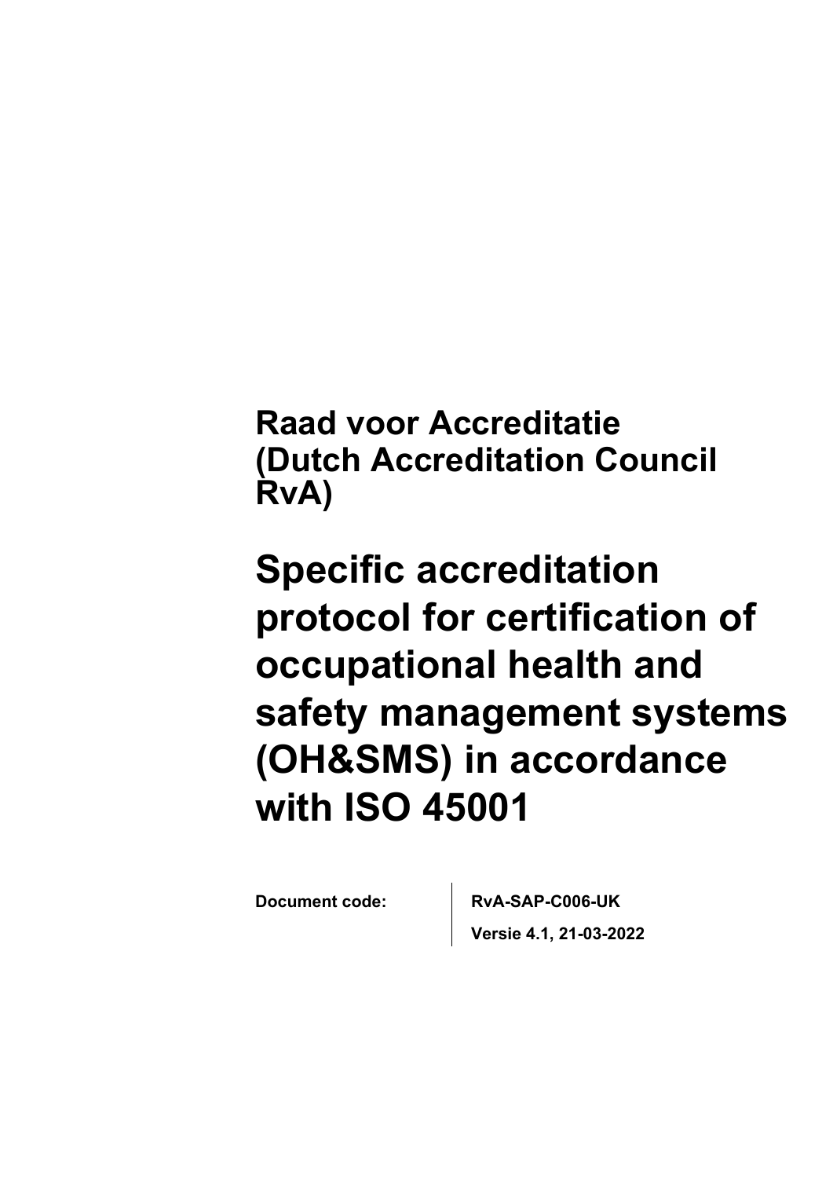**Raad voor Accreditatie (Dutch Accreditation Council RvA)**

# Specific accreditation protocol for certification of occupational health and safety management systems (OH&SMS) in accordance with ISO 45001

| **Document code:** | **RvA-SAP-C006-UK** |
| --- | --- |
| | **Versie 4.1, 21-03-2022** |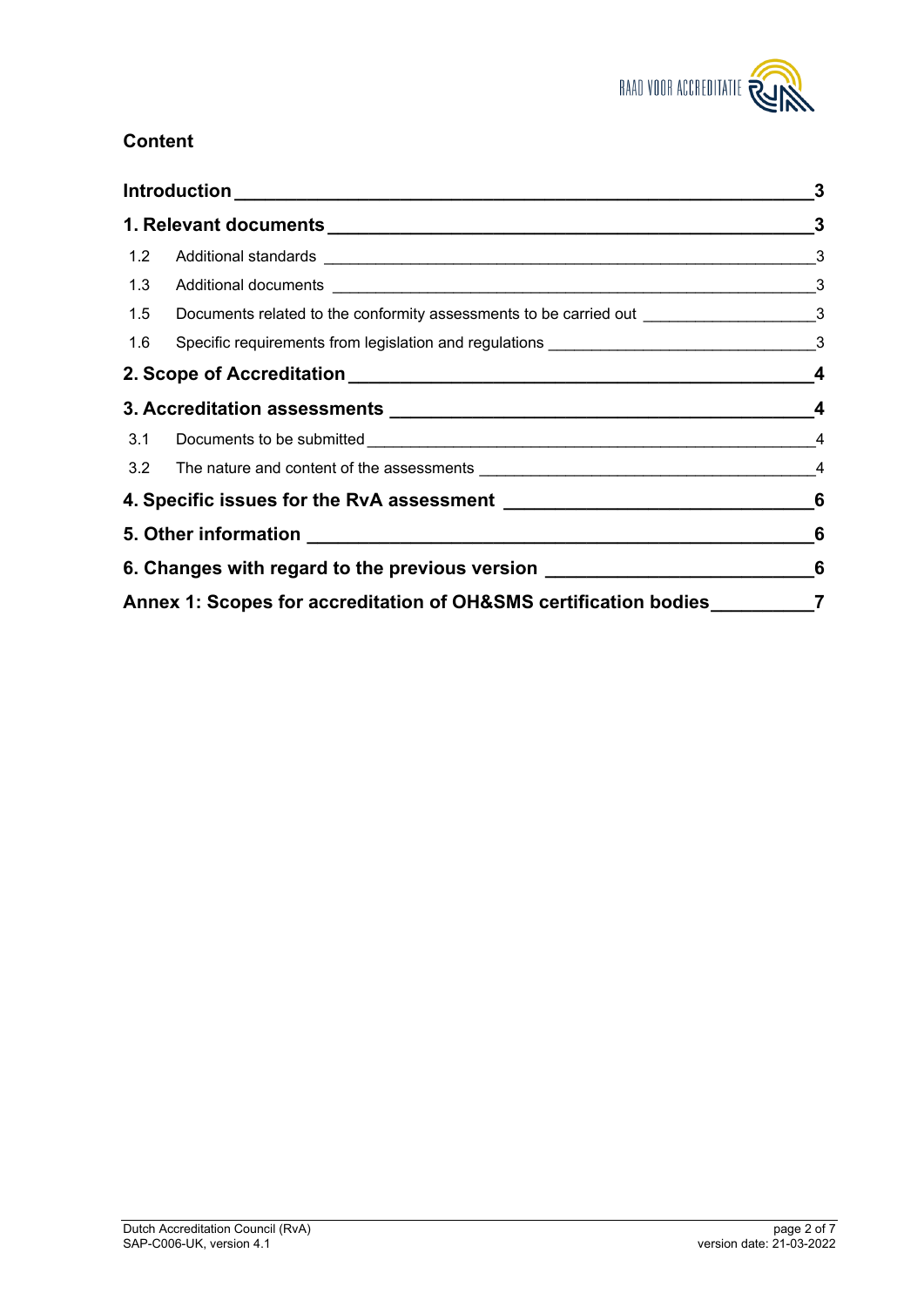## Content

| | | |
|---|---|---|
| **Introduction** | | **3** |
| **1. Relevant documents** | | **3** |
| 1.2 | Additional standards | 3 |
| 1.3 | Additional documents | 3 |
| 1.5 | Documents related to the conformity assessments to be carried out | 3 |
| 1.6 | Specific requirements from legislation and regulations | 3 |
| **2. Scope of Accreditation** | | **4** |
| **3. Accreditation assessments** | | **4** |
| 3.1 | Documents to be submitted | 4 |
| 3.2 | The nature and content of the assessments | 4 |
| **4. Specific issues for the RvA assessment** | | **6** |
| **5. Other information** | | **6** |
| **6. Changes with regard to the previous version** | | **6** |
| **Annex 1: Scopes for accreditation of OH&SMS certification bodies** | | **7** |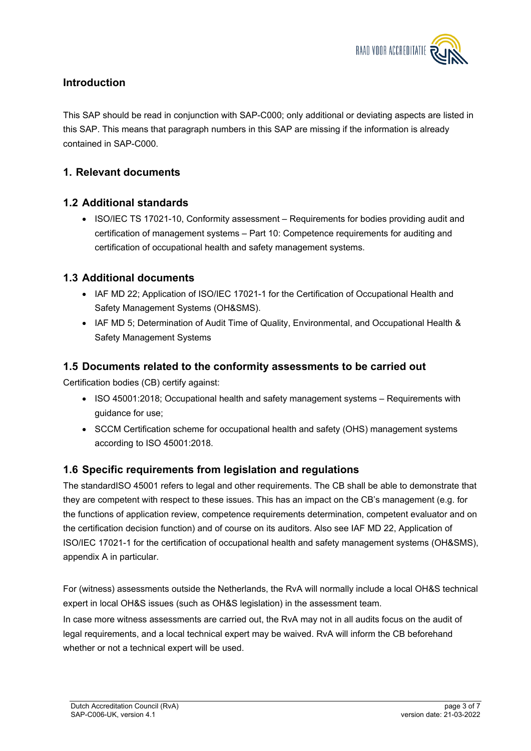## Introduction

This SAP should be read in conjunction with SAP-C000; only additional or deviating aspects are listed in this SAP. This means that paragraph numbers in this SAP are missing if the information is already contained in SAP-C000.

## 1. Relevant documents

### 1.2 Additional standards

- ISO/IEC TS 17021-10, Conformity assessment – Requirements for bodies providing audit and certification of management systems – Part 10: Competence requirements for auditing and certification of occupational health and safety management systems.

### 1.3 Additional documents

- IAF MD 22; Application of ISO/IEC 17021-1 for the Certification of Occupational Health and Safety Management Systems (OH&SMS).
- IAF MD 5; Determination of Audit Time of Quality, Environmental, and Occupational Health & Safety Management Systems

### 1.5 Documents related to the conformity assessments to be carried out

Certification bodies (CB) certify against:

- ISO 45001:2018; Occupational health and safety management systems – Requirements with guidance for use;
- SCCM Certification scheme for occupational health and safety (OHS) management systems according to ISO 45001:2018.

### 1.6 Specific requirements from legislation and regulations

The standardISO 45001 refers to legal and other requirements. The CB shall be able to demonstrate that they are competent with respect to these issues. This has an impact on the CB's management (e.g. for the functions of application review, competence requirements determination, competent evaluator and on the certification decision function) and of course on its auditors. Also see IAF MD 22, Application of ISO/IEC 17021-1 for the certification of occupational health and safety management systems (OH&SMS), appendix A in particular.

For (witness) assessments outside the Netherlands, the RvA will normally include a local OH&S technical expert in local OH&S issues (such as OH&S legislation) in the assessment team.
In case more witness assessments are carried out, the RvA may not in all audits focus on the audit of legal requirements, and a local technical expert may be waived. RvA will inform the CB beforehand whether or not a technical expert will be used.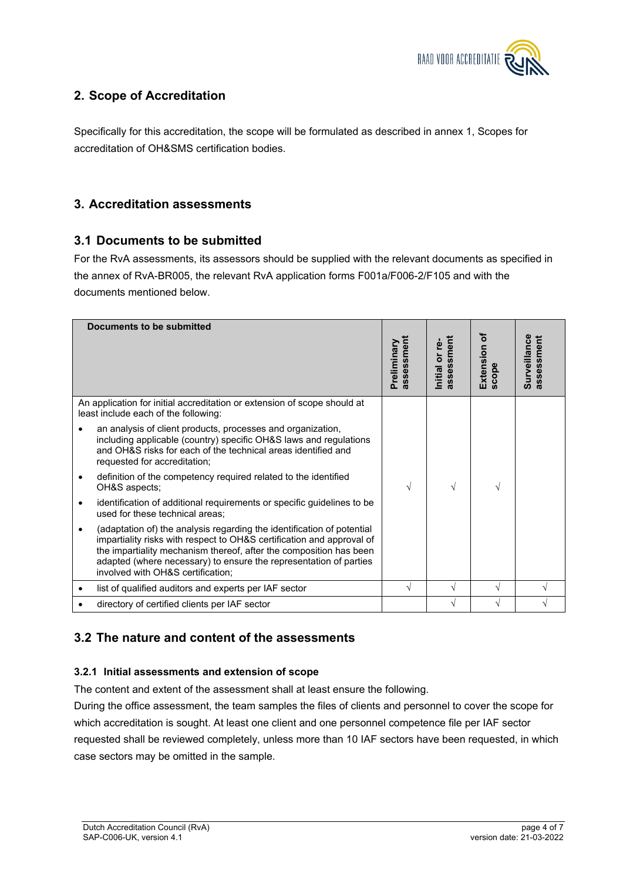## 2. Scope of Accreditation

Specifically for this accreditation, the scope will be formulated as described in annex 1, Scopes for accreditation of OH&SMS certification bodies.

## 3. Accreditation assessments

### 3.1 Documents to be submitted

For the RvA assessments, its assessors should be supplied with the relevant documents as specified in the annex of RvA-BR005, the relevant RvA application forms F001a/F006-2/F105 and with the documents mentioned below.

| Documents to be submitted | Preliminary assessment | Initial or re-assessment | Extension of scope | Surveillance assessment |
|---|---|---|---|---|
| An application for initial accreditation or extension of scope should at least include each of the following:<br>• an analysis of client products, processes and organization, including applicable (country) specific OH&S laws and regulations and OH&S risks for each of the technical areas identified and requested for accreditation;<br>• definition of the competency required related to the identified OH&S aspects;<br>• identification of additional requirements or specific guidelines to be used for these technical areas;<br>• (adaptation of) the analysis regarding the identification of potential impartiality risks with respect to OH&S certification and approval of the impartiality mechanism thereof, after the composition has been adapted (where necessary) to ensure the representation of parties involved with OH&S certification; | √ | √ | √ | |
| • list of qualified auditors and experts per IAF sector | √ | √ | √ | √ |
| • directory of certified clients per IAF sector | | √ | √ | √ |

### 3.2 The nature and content of the assessments

#### 3.2.1 Initial assessments and extension of scope

The content and extent of the assessment shall at least ensure the following.

During the office assessment, the team samples the files of clients and personnel to cover the scope for which accreditation is sought. At least one client and one personnel competence file per IAF sector requested shall be reviewed completely, unless more than 10 IAF sectors have been requested, in which case sectors may be omitted in the sample.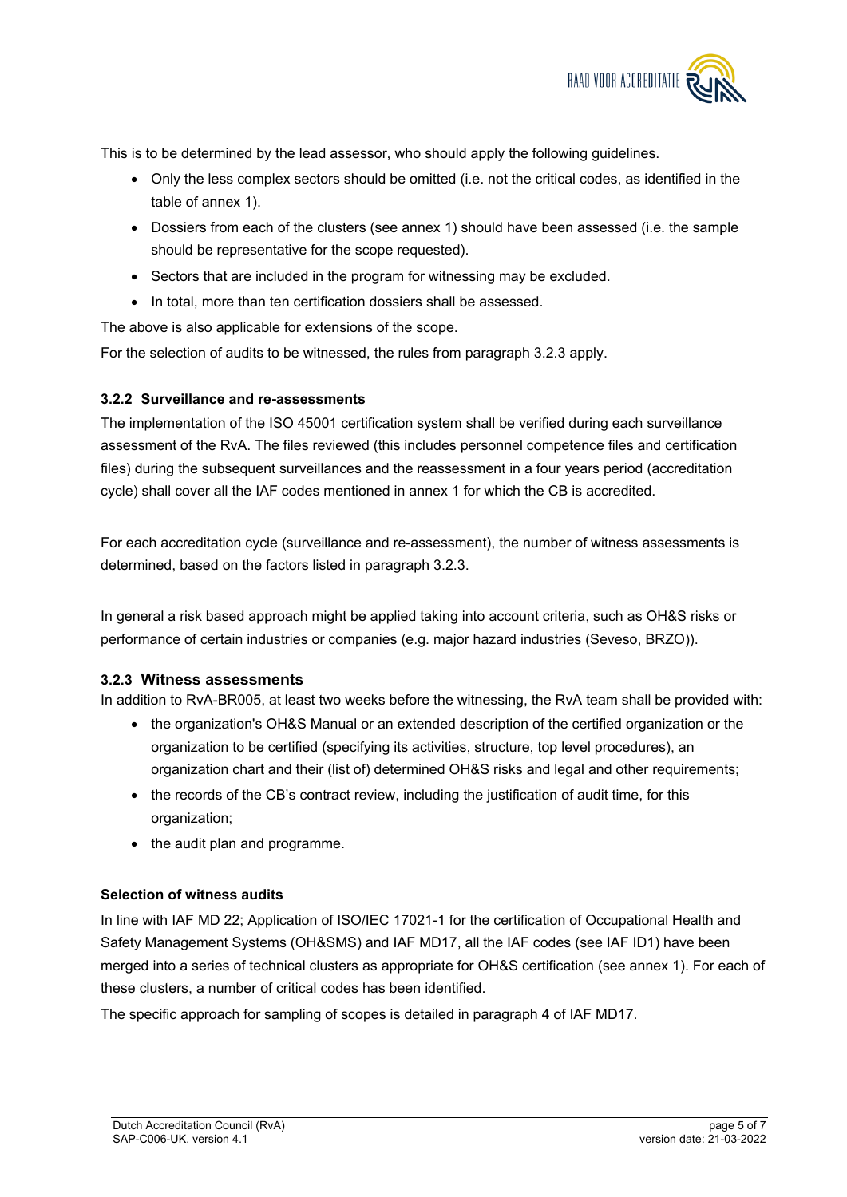This is to be determined by the lead assessor, who should apply the following guidelines.

- Only the less complex sectors should be omitted (i.e. not the critical codes, as identified in the table of annex 1).
- Dossiers from each of the clusters (see annex 1) should have been assessed (i.e. the sample should be representative for the scope requested).
- Sectors that are included in the program for witnessing may be excluded.
- In total, more than ten certification dossiers shall be assessed.

The above is also applicable for extensions of the scope.

For the selection of audits to be witnessed, the rules from paragraph 3.2.3 apply.

#### 3.2.2 Surveillance and re-assessments

The implementation of the ISO 45001 certification system shall be verified during each surveillance assessment of the RvA. The files reviewed (this includes personnel competence files and certification files) during the subsequent surveillances and the reassessment in a four years period (accreditation cycle) shall cover all the IAF codes mentioned in annex 1 for which the CB is accredited.

For each accreditation cycle (surveillance and re-assessment), the number of witness assessments is determined, based on the factors listed in paragraph 3.2.3.

In general a risk based approach might be applied taking into account criteria, such as OH&S risks or performance of certain industries or companies (e.g. major hazard industries (Seveso, BRZO)).

#### 3.2.3 Witness assessments

In addition to RvA-BR005, at least two weeks before the witnessing, the RvA team shall be provided with:

- the organization's OH&S Manual or an extended description of the certified organization or the organization to be certified (specifying its activities, structure, top level procedures), an organization chart and their (list of) determined OH&S risks and legal and other requirements;
- the records of the CB's contract review, including the justification of audit time, for this organization;
- the audit plan and programme.

**Selection of witness audits**

In line with IAF MD 22; Application of ISO/IEC 17021-1 for the certification of Occupational Health and Safety Management Systems (OH&SMS) and IAF MD17, all the IAF codes (see IAF ID1) have been merged into a series of technical clusters as appropriate for OH&S certification (see annex 1). For each of these clusters, a number of critical codes has been identified.

The specific approach for sampling of scopes is detailed in paragraph 4 of IAF MD17.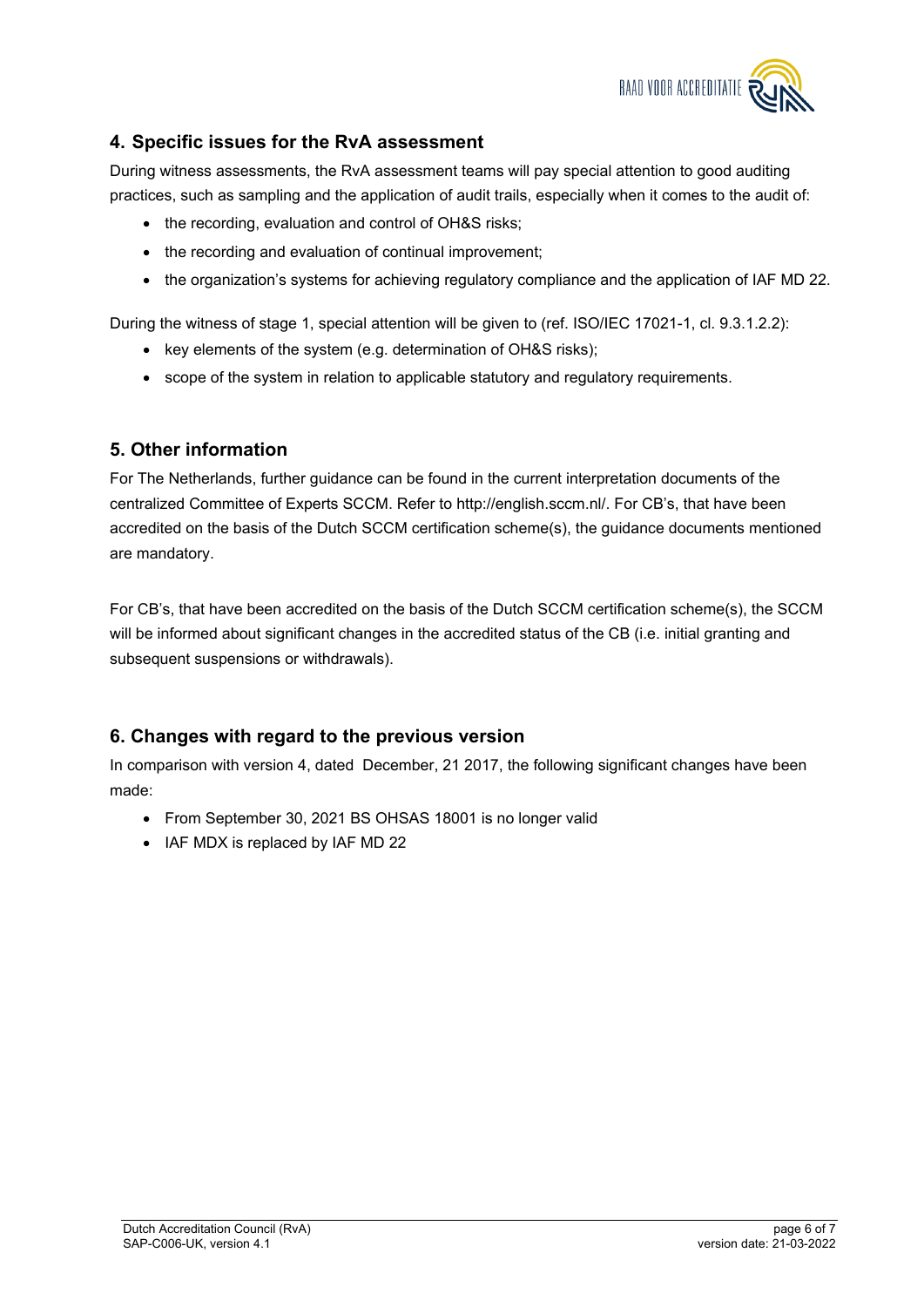## 4. Specific issues for the RvA assessment

During witness assessments, the RvA assessment teams will pay special attention to good auditing practices, such as sampling and the application of audit trails, especially when it comes to the audit of:

- the recording, evaluation and control of OH&S risks;
- the recording and evaluation of continual improvement;
- the organization's systems for achieving regulatory compliance and the application of IAF MD 22.

During the witness of stage 1, special attention will be given to (ref. ISO/IEC 17021-1, cl. 9.3.1.2.2):

- key elements of the system (e.g. determination of OH&S risks);
- scope of the system in relation to applicable statutory and regulatory requirements.

## 5. Other information

For The Netherlands, further guidance can be found in the current interpretation documents of the centralized Committee of Experts SCCM. Refer to http://english.sccm.nl/. For CB's, that have been accredited on the basis of the Dutch SCCM certification scheme(s), the guidance documents mentioned are mandatory.

For CB's, that have been accredited on the basis of the Dutch SCCM certification scheme(s), the SCCM will be informed about significant changes in the accredited status of the CB (i.e. initial granting and subsequent suspensions or withdrawals).

## 6. Changes with regard to the previous version

In comparison with version 4, dated December, 21 2017, the following significant changes have been made:

- From September 30, 2021 BS OHSAS 18001 is no longer valid
- IAF MDX is replaced by IAF MD 22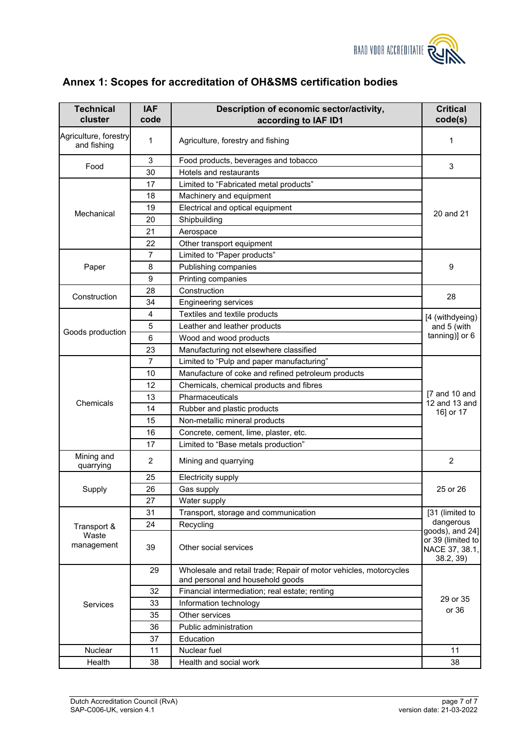## Annex 1: Scopes for accreditation of OH&SMS certification bodies

| Technical cluster | IAF code | Description of economic sector/activity, according to IAF ID1 | Critical code(s) |
| --- | --- | --- | --- |
| Agriculture, forestry and fishing | 1 | Agriculture, forestry and fishing | 1 |
| Food | 3 | Food products, beverages and tobacco | 3 |
| | 30 | Hotels and restaurants | |
| Mechanical | 17 | Limited to "Fabricated metal products" | 20 and 21 |
| | 18 | Machinery and equipment | |
| | 19 | Electrical and optical equipment | |
| | 20 | Shipbuilding | |
| | 21 | Aerospace | |
| | 22 | Other transport equipment | |
| Paper | 7 | Limited to "Paper products" | 9 |
| | 8 | Publishing companies | |
| | 9 | Printing companies | |
| Construction | 28 | Construction | 28 |
| | 34 | Engineering services | |
| Goods production | 4 | Textiles and textile products | [4 (withdyeing) and 5 (with tanning)] or 6 |
| | 5 | Leather and leather products | |
| | 6 | Wood and wood products | |
| | 23 | Manufacturing not elsewhere classified | |
| Chemicals | 7 | Limited to "Pulp and paper manufacturing" | [7 and 10 and 12 and 13 and 16] or 17 |
| | 10 | Manufacture of coke and refined petroleum products | |
| | 12 | Chemicals, chemical products and fibres | |
| | 13 | Pharmaceuticals | |
| | 14 | Rubber and plastic products | |
| | 15 | Non-metallic mineral products | |
| | 16 | Concrete, cement, lime, plaster, etc. | |
| | 17 | Limited to "Base metals production" | |
| Mining and quarrying | 2 | Mining and quarrying | 2 |
| Supply | 25 | Electricity supply | 25 or 26 |
| | 26 | Gas supply | |
| | 27 | Water supply | |
| Transport & Waste management | 31 | Transport, storage and communication | [31 (limited to dangerous goods), and 24] or 39 (limited to NACE 37, 38.1, 38.2, 39) |
| | 24 | Recycling | |
| | 39 | Other social services | |
| Services | 29 | Wholesale and retail trade; Repair of motor vehicles, motorcycles and personal and household goods | 29 or 35 or 36 |
| | 32 | Financial intermediation; real estate; renting | |
| | 33 | Information technology | |
| | 35 | Other services | |
| | 36 | Public administration | |
| | 37 | Education | |
| Nuclear | 11 | Nuclear fuel | 11 |
| Health | 38 | Health and social work | 38 |